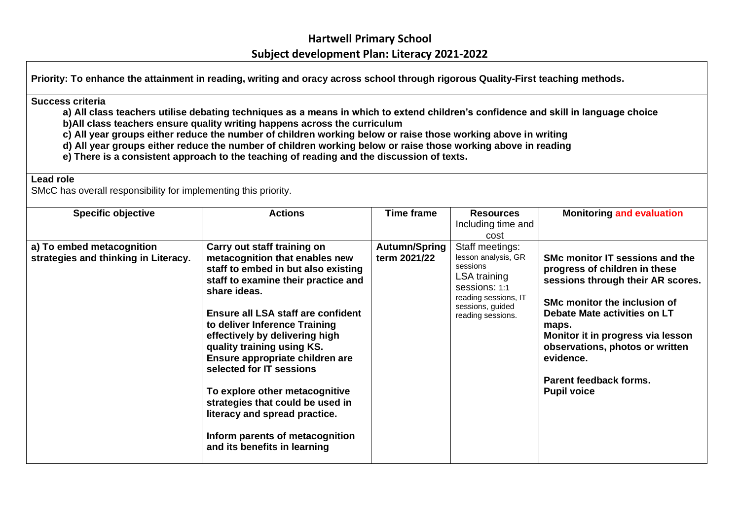# Hartwell Primary School

## Subject development Plan: Literacy 2021-2022

**Priority: To enhance the attainment in reading, writing and oracy across school through rigorous Quality-First teaching methods.**

**Success criteria**

**a) All class teachers utilise debating techniques as a means in which to extend children's confidence and skill in language choice**
**b)All class teachers ensure quality writing happens across the curriculum**
**c) All year groups either reduce the number of children working below or raise those working above in writing**
**d) All year groups either reduce the number of children working below or raise those working above in reading**
**e) There is a consistent approach to the teaching of reading and the discussion of texts.**

**Lead role**

SMcC has overall responsibility for implementing this priority.

| Specific objective | Actions | Time frame | Resources Including time and cost | Monitoring and evaluation |
| --- | --- | --- | --- | --- |
| **a) To embed metacognition strategies and thinking in Literacy.** | **Carry out staff training on metacognition that enables new staff to embed in but also existing staff to examine their practice and share ideas.**<br><br>**Ensure all LSA staff are confident to deliver Inference Training effectively by delivering high quality training using KS. Ensure appropriate children are selected for IT sessions**<br><br>**To explore other metacognitive strategies that could be used in literacy and spread practice.**<br><br>**Inform parents of metacognition and its benefits in learning** | **Autumn/Spring term 2021/22** | Staff meetings: lesson analysis, GR sessions<br>LSA training sessions: 1:1 reading sessions, IT sessions, guided reading sessions. | **SMc monitor IT sessions and the progress of children in these sessions through their AR scores.**<br><br>**SMc monitor the inclusion of Debate Mate activities on LT maps.**<br>**Monitor it in progress via lesson observations, photos or written evidence.**<br><br>**Parent feedback forms.**<br>**Pupil voice** |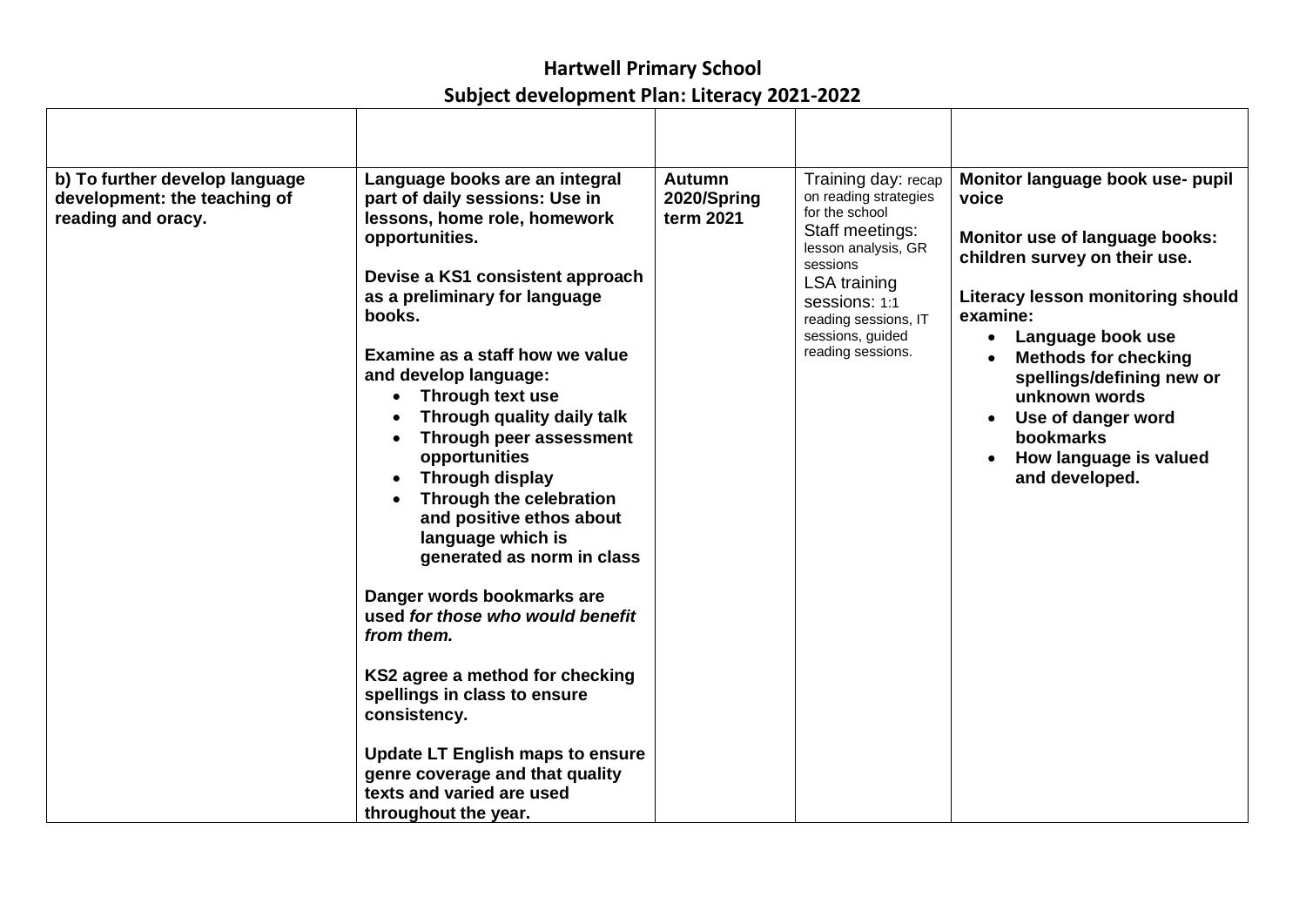# Hartwell Primary School

## Subject development Plan: Literacy 2021-2022

| | | | | |
|---|---|---|---|---|
| **b) To further develop language development: the teaching of reading and oracy.** | **Language books are an integral part of daily sessions: Use in lessons, home role, homework opportunities.**<br><br>**Devise a KS1 consistent approach as a preliminary for language books.**<br><br>**Examine as a staff how we value and develop language:**<br>• **Through text use**<br>• **Through quality daily talk**<br>• **Through peer assessment opportunities**<br>• **Through display**<br>• **Through the celebration and positive ethos about language which is generated as norm in class**<br><br>**Danger words bookmarks are used *for those who would benefit from them.***<br><br>**KS2 agree a method for checking spellings in class to ensure consistency.**<br><br>**Update LT English maps to ensure genre coverage and that quality texts and varied are used throughout the year.** | **Autumn 2020/Spring term 2021** | Training day: recap on reading strategies for the school<br>Staff meetings: lesson analysis, GR sessions<br>LSA training sessions: 1:1 reading sessions, IT sessions, guided reading sessions. | **Monitor language book use- pupil voice**<br><br>**Monitor use of language books: children survey on their use.**<br><br>**Literacy lesson monitoring should examine:**<br>• **Language book use**<br>• **Methods for checking spellings/defining new or unknown words**<br>• **Use of danger word bookmarks**<br>• **How language is valued and developed.** |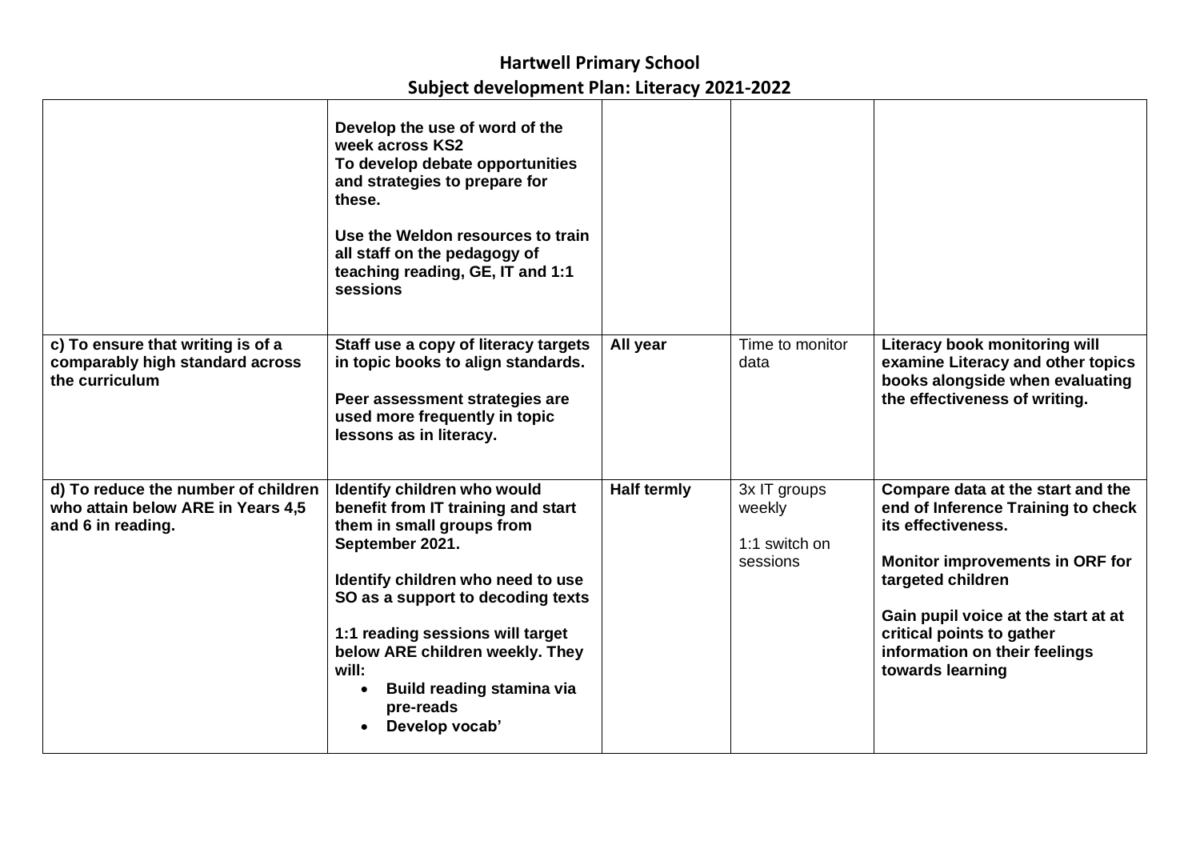# Hartwell Primary School

## Subject development Plan: Literacy 2021-2022

| | | | | |
|---|---|---|---|---|
| | **Develop the use of word of the week across KS2**<br>**To develop debate opportunities and strategies to prepare for these.**<br><br>**Use the Weldon resources to train all staff on the pedagogy of teaching reading, GE, IT and 1:1 sessions** | | | |
| **c) To ensure that writing is of a comparably high standard across the curriculum** | **Staff use a copy of literacy targets in topic books to align standards.**<br><br>**Peer assessment strategies are used more frequently in topic lessons as in literacy.** | **All year** | Time to monitor data | **Literacy book monitoring will examine Literacy and other topics books alongside when evaluating the effectiveness of writing.** |
| **d) To reduce the number of children who attain below ARE in Years 4,5 and 6 in reading.** | **Identify children who would benefit from IT training and start them in small groups from September 2021.**<br><br>**Identify children who need to use SO as a support to decoding texts**<br><br>**1:1 reading sessions will target below ARE children weekly. They will:**<br>• **Build reading stamina via pre-reads**<br>• **Develop vocab'** | **Half termly** | 3x IT groups weekly<br><br>1:1 switch on sessions | **Compare data at the start and the end of Inference Training to check its effectiveness.**<br><br>**Monitor improvements in ORF for targeted children**<br><br>**Gain pupil voice at the start at at critical points to gather information on their feelings towards learning** |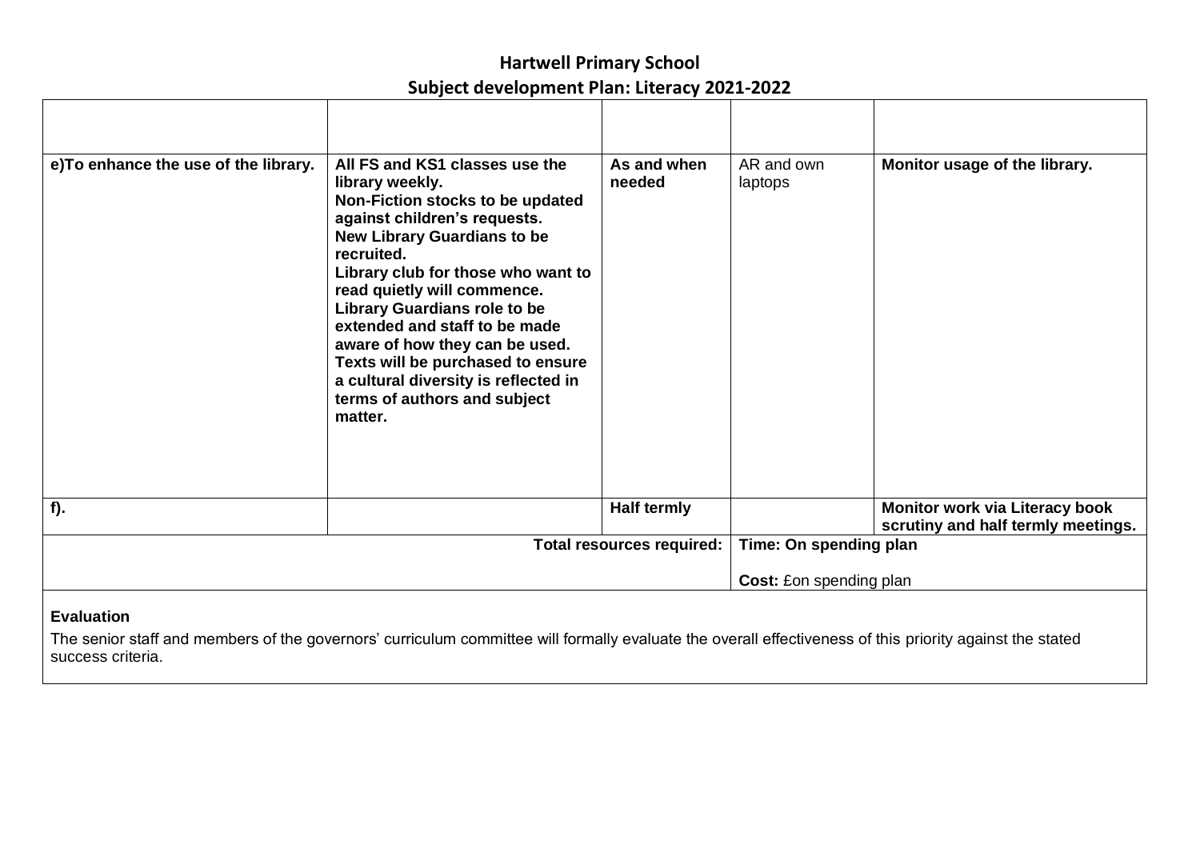## Hartwell Primary School

## Subject development Plan: Literacy 2021-2022

| | | | | |
|---|---|---|---|---|
| **e)To enhance the use of the library.** | **All FS and KS1 classes use the library weekly.**<br>**Non-Fiction stocks to be updated against children's requests.**<br>**New Library Guardians to be recruited.**<br>**Library club for those who want to read quietly will commence.**<br>**Library Guardians role to be extended and staff to be made aware of how they can be used.**<br>**Texts will be purchased to ensure a cultural diversity is reflected in terms of authors and subject matter.** | **As and when needed** | AR and own laptops | **Monitor usage of the library.** |
| **f).** | | **Half termly** | | **Monitor work via Literacy book scrutiny and half termly meetings.** |
| | | **Total resources required:** | **Time: On spending plan**<br><br>**Cost:** £on spending plan | |

**Evaluation**

The senior staff and members of the governors' curriculum committee will formally evaluate the overall effectiveness of this priority against the stated success criteria.